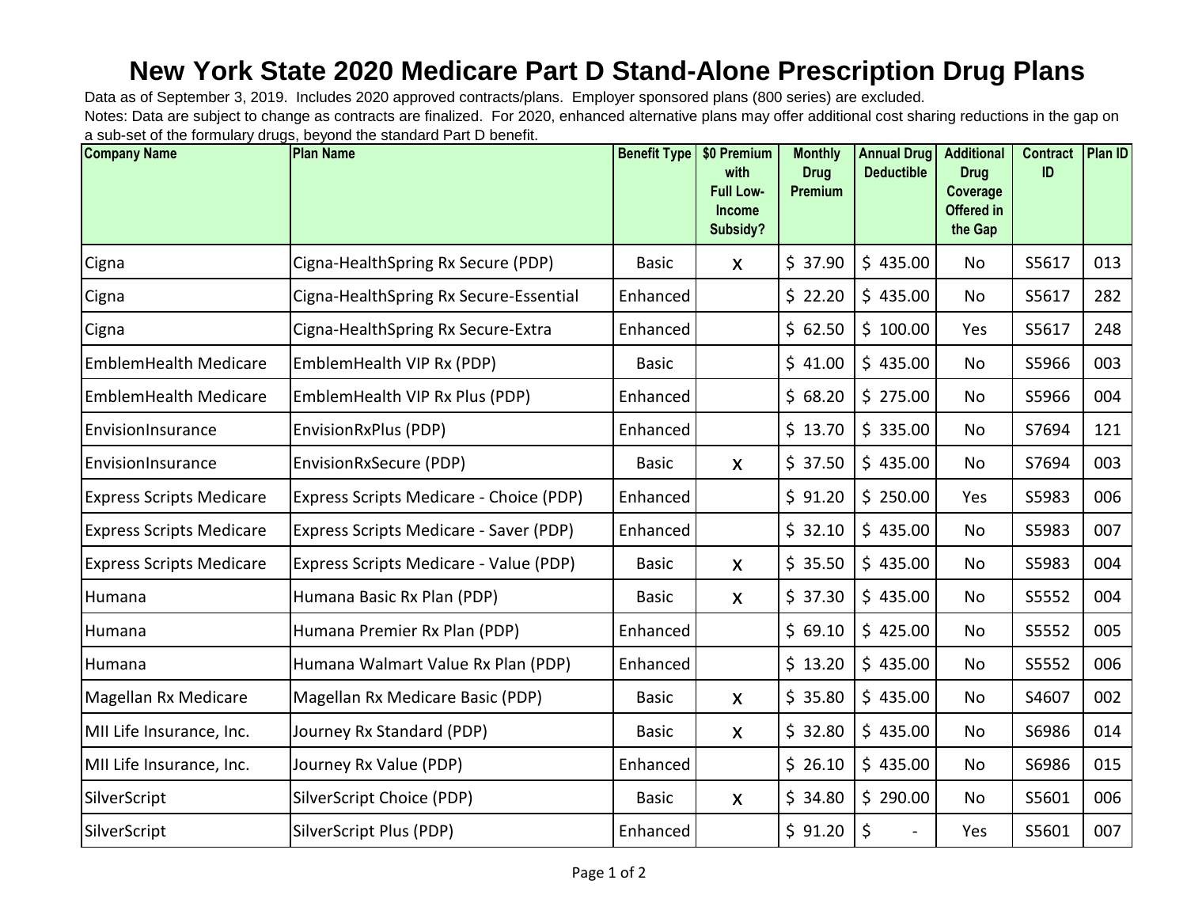# New York State 2020 Medicare Part D Stand-Alone Prescription Drug Plans

Data as of September 3, 2019. Includes 2020 approved contracts/plans. Employer sponsored plans (800 series) are excluded.

Notes: Data are subject to change as contracts are finalized. For 2020, enhanced alternative plans may offer additional cost sharing reductions in the gap on a sub-set of the formulary drugs, beyond the standard Part D benefit.

| Company Name | Plan Name | Benefit Type | $0 Premium with Full Low-Income Subsidy? | Monthly Drug Premium | Annual Drug Deductible | Additional Drug Coverage Offered in the Gap | Contract ID | Plan ID |
|---|---|---|---|---|---|---|---|---|
| Cigna | Cigna-HealthSpring Rx Secure (PDP) | Basic | x | $ 37.90 | $ 435.00 | No | S5617 | 013 |
| Cigna | Cigna-HealthSpring Rx Secure-Essential | Enhanced | | $ 22.20 | $ 435.00 | No | S5617 | 282 |
| Cigna | Cigna-HealthSpring Rx Secure-Extra | Enhanced | | $ 62.50 | $ 100.00 | Yes | S5617 | 248 |
| EmblemHealth Medicare | EmblemHealth VIP Rx (PDP) | Basic | | $ 41.00 | $ 435.00 | No | S5966 | 003 |
| EmblemHealth Medicare | EmblemHealth VIP Rx Plus (PDP) | Enhanced | | $ 68.20 | $ 275.00 | No | S5966 | 004 |
| EnvisionInsurance | EnvisionRxPlus (PDP) | Enhanced | | $ 13.70 | $ 335.00 | No | S7694 | 121 |
| EnvisionInsurance | EnvisionRxSecure (PDP) | Basic | x | $ 37.50 | $ 435.00 | No | S7694 | 003 |
| Express Scripts Medicare | Express Scripts Medicare - Choice (PDP) | Enhanced | | $ 91.20 | $ 250.00 | Yes | S5983 | 006 |
| Express Scripts Medicare | Express Scripts Medicare - Saver (PDP) | Enhanced | | $ 32.10 | $ 435.00 | No | S5983 | 007 |
| Express Scripts Medicare | Express Scripts Medicare - Value (PDP) | Basic | x | $ 35.50 | $ 435.00 | No | S5983 | 004 |
| Humana | Humana Basic Rx Plan (PDP) | Basic | x | $ 37.30 | $ 435.00 | No | S5552 | 004 |
| Humana | Humana Premier Rx Plan (PDP) | Enhanced | | $ 69.10 | $ 425.00 | No | S5552 | 005 |
| Humana | Humana Walmart Value Rx Plan (PDP) | Enhanced | | $ 13.20 | $ 435.00 | No | S5552 | 006 |
| Magellan Rx Medicare | Magellan Rx Medicare Basic (PDP) | Basic | x | $ 35.80 | $ 435.00 | No | S4607 | 002 |
| MII Life Insurance, Inc. | Journey Rx Standard (PDP) | Basic | x | $ 32.80 | $ 435.00 | No | S6986 | 014 |
| MII Life Insurance, Inc. | Journey Rx Value (PDP) | Enhanced | | $ 26.10 | $ 435.00 | No | S6986 | 015 |
| SilverScript | SilverScript Choice (PDP) | Basic | x | $ 34.80 | $ 290.00 | No | S5601 | 006 |
| SilverScript | SilverScript Plus (PDP) | Enhanced | | $ 91.20 | $ - | Yes | S5601 | 007 |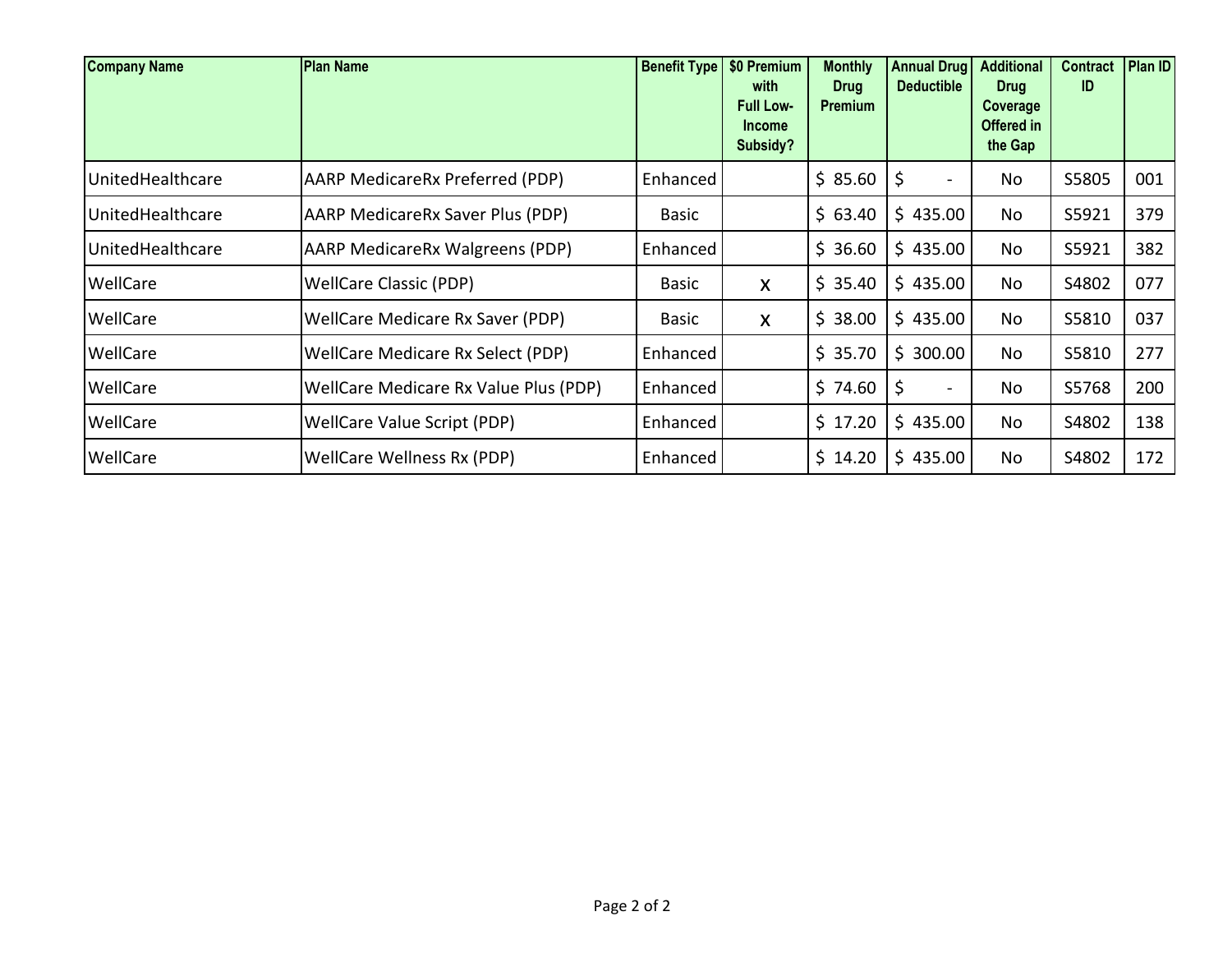| Company Name | Plan Name | Benefit Type | $0 Premium with Full Low-Income Subsidy? | Monthly Drug Premium | Annual Drug Deductible | Additional Drug Coverage Offered in the Gap | Contract ID | Plan ID |
|---|---|---|---|---|---|---|---|---|
| UnitedHealthcare | AARP MedicareRx Preferred (PDP) | Enhanced | | $ 85.60 | $ - | No | S5805 | 001 |
| UnitedHealthcare | AARP MedicareRx Saver Plus (PDP) | Basic | | $ 63.40 | $ 435.00 | No | S5921 | 379 |
| UnitedHealthcare | AARP MedicareRx Walgreens (PDP) | Enhanced | | $ 36.60 | $ 435.00 | No | S5921 | 382 |
| WellCare | WellCare Classic (PDP) | Basic | X | $ 35.40 | $ 435.00 | No | S4802 | 077 |
| WellCare | WellCare Medicare Rx Saver (PDP) | Basic | X | $ 38.00 | $ 435.00 | No | S5810 | 037 |
| WellCare | WellCare Medicare Rx Select (PDP) | Enhanced | | $ 35.70 | $ 300.00 | No | S5810 | 277 |
| WellCare | WellCare Medicare Rx Value Plus (PDP) | Enhanced | | $ 74.60 | $ - | No | S5768 | 200 |
| WellCare | WellCare Value Script (PDP) | Enhanced | | $ 17.20 | $ 435.00 | No | S4802 | 138 |
| WellCare | WellCare Wellness Rx (PDP) | Enhanced | | $ 14.20 | $ 435.00 | No | S4802 | 172 |